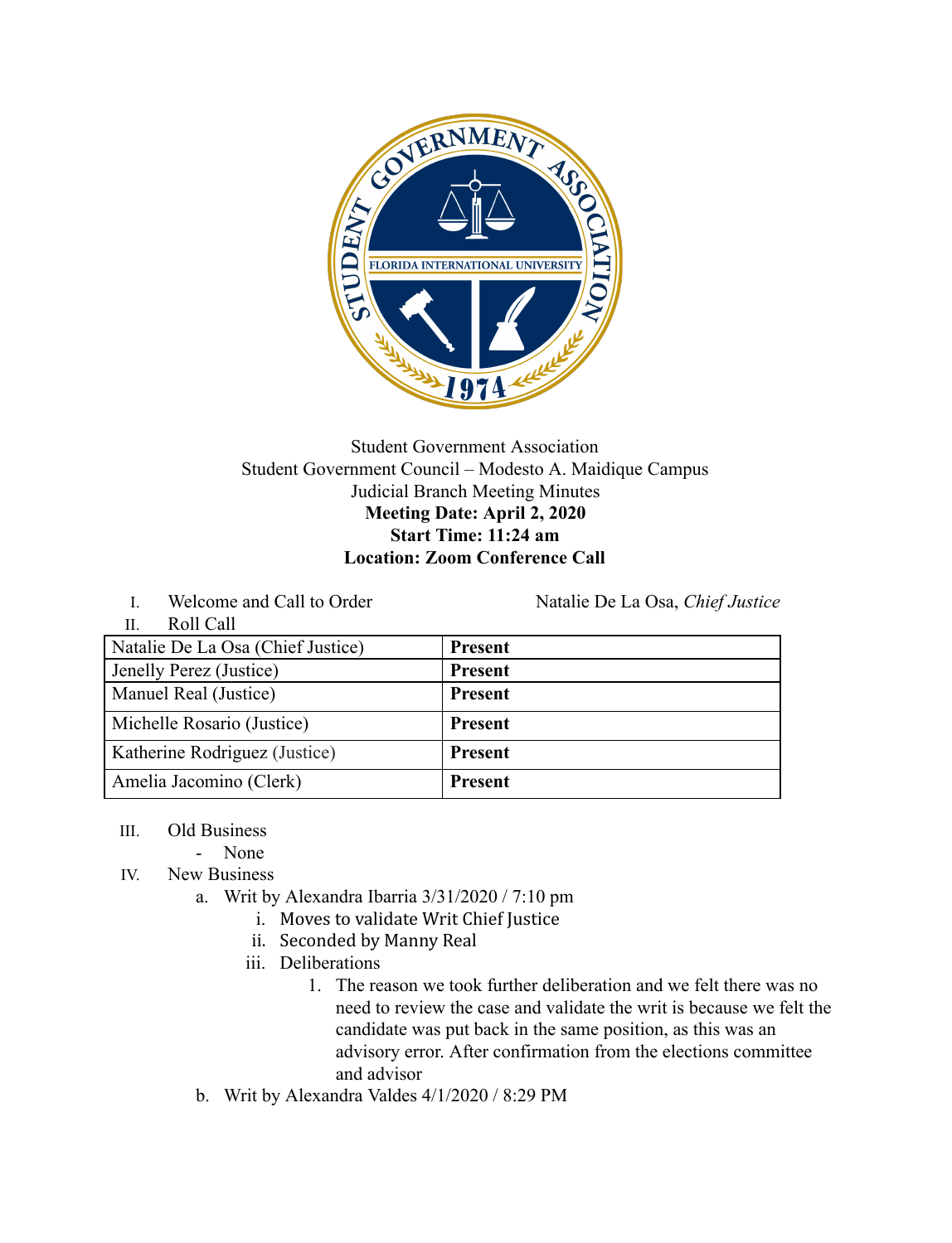Student Government Association
Student Government Council – Modesto A. Maidique Campus
Judicial Branch Meeting Minutes
**Meeting Date: April 2, 2020**
**Start Time: 11:24 am**
**Location: Zoom Conference Call**

I. Welcome and Call to Order — Natalie De La Osa, *Chief Justice*

II. Roll Call

| Natalie De La Osa (Chief Justice) | **Present** |
|---|---|
| Jenelly Perez (Justice) | **Present** |
| Manuel Real (Justice) | **Present** |
| Michelle Rosario (Justice) | **Present** |
| Katherine Rodriguez (Justice) | **Present** |
| Amelia Jacomino (Clerk) | **Present** |

III. Old Business
- None

IV. New Business
   a. Writ by Alexandra Ibarria 3/31/2020 / 7:10 pm
      i. Moves to validate Writ Chief Justice
      ii. Seconded by Manny Real
      iii. Deliberations
         1. The reason we took further deliberation and we felt there was no need to review the case and validate the writ is because we felt the candidate was put back in the same position, as this was an advisory error. After confirmation from the elections committee and advisor
   b. Writ by Alexandra Valdes 4/1/2020 / 8:29 PM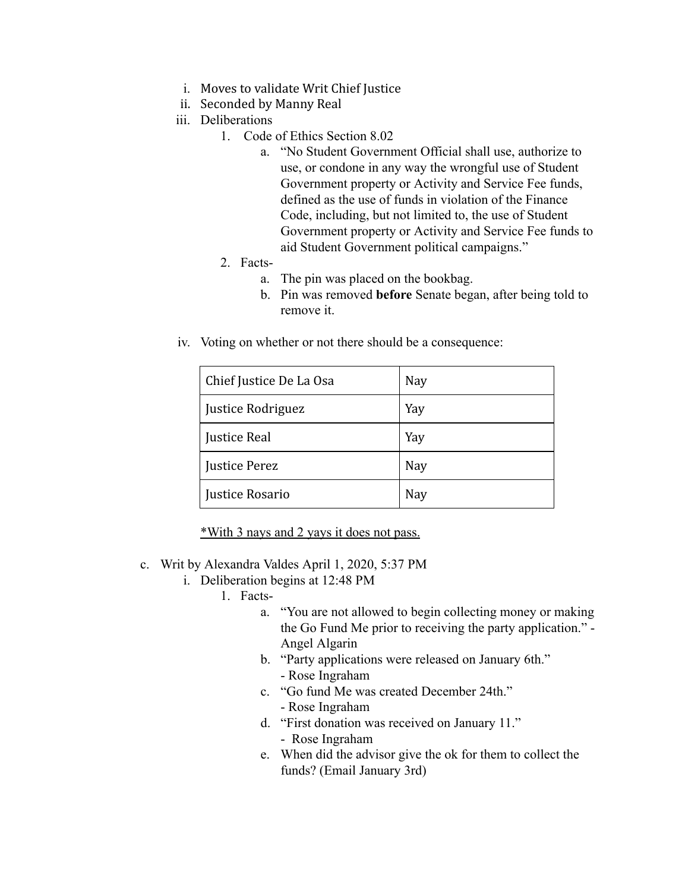i. Moves to validate Writ Chief Justice
ii. Seconded by Manny Real
iii. Deliberations
    1. Code of Ethics Section 8.02
        a. "No Student Government Official shall use, authorize to use, or condone in any way the wrongful use of Student Government property or Activity and Service Fee funds, defined as the use of funds in violation of the Finance Code, including, but not limited to, the use of Student Government property or Activity and Service Fee funds to aid Student Government political campaigns."
    2. Facts-
        a. The pin was placed on the bookbag.
        b. Pin was removed **before** Senate began, after being told to remove it.

iv. Voting on whether or not there should be a consequence:

| Chief Justice De La Osa | Nay |
|---|---|
| Justice Rodriguez | Yay |
| Justice Real | Yay |
| Justice Perez | Nay |
| Justice Rosario | Nay |

<u>*With 3 nays and 2 yays it does not pass.</u>

c. Writ by Alexandra Valdes April 1, 2020, 5:37 PM
    i. Deliberation begins at 12:48 PM
        1. Facts-
            a. "You are not allowed to begin collecting money or making the Go Fund Me prior to receiving the party application." - Angel Algarin
            b. "Party applications were released on January 6th." - Rose Ingraham
            c. "Go fund Me was created December 24th." - Rose Ingraham
            d. "First donation was received on January 11." - Rose Ingraham
            e. When did the advisor give the ok for them to collect the funds? (Email January 3rd)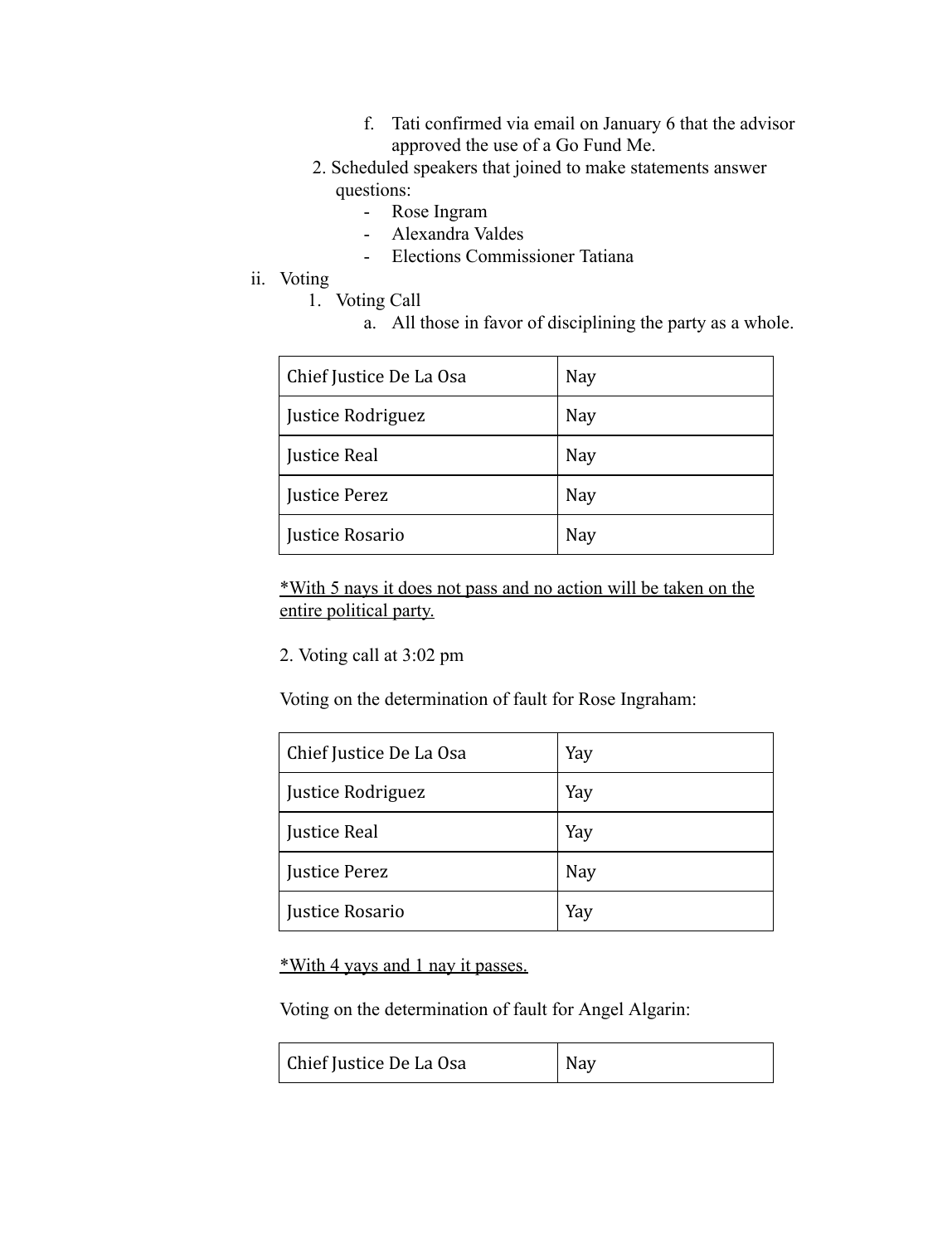f. Tati confirmed via email on January 6 that the advisor approved the use of a Go Fund Me.

2. Scheduled speakers that joined to make statements answer questions:
   - Rose Ingram
   - Alexandra Valdes
   - Elections Commissioner Tatiana

ii. Voting

1. Voting Call

   a. All those in favor of disciplining the party as a whole.

| Chief Justice De La Osa | Nay |
|---|---|
| Justice Rodriguez | Nay |
| Justice Real | Nay |
| Justice Perez | Nay |
| Justice Rosario | Nay |

<u>*With 5 nays it does not pass and no action will be taken on the entire political party.</u>

2. Voting call at 3:02 pm

Voting on the determination of fault for Rose Ingraham:

| Chief Justice De La Osa | Yay |
|---|---|
| Justice Rodriguez | Yay |
| Justice Real | Yay |
| Justice Perez | Nay |
| Justice Rosario | Yay |

<u>*With 4 yays and 1 nay it passes.</u>

Voting on the determination of fault for Angel Algarin:

| Chief Justice De La Osa | Nay |
|---|---|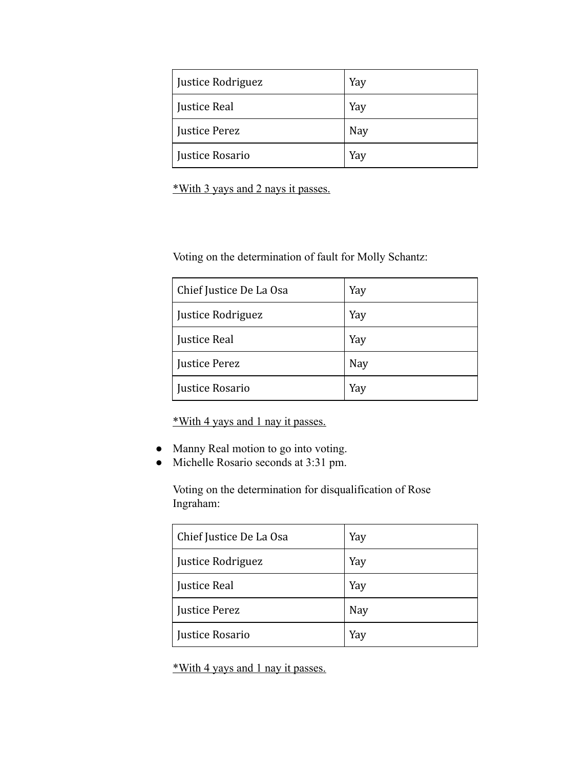| Justice Rodriguez | Yay |
|---|---|
| Justice Real | Yay |
| Justice Perez | Nay |
| Justice Rosario | Yay |

<u>*With 3 yays and 2 nays it passes.</u>

Voting on the determination of fault for Molly Schantz:

| Chief Justice De La Osa | Yay |
|---|---|
| Justice Rodriguez | Yay |
| Justice Real | Yay |
| Justice Perez | Nay |
| Justice Rosario | Yay |

<u>*With 4 yays and 1 nay it passes.</u>

- Manny Real motion to go into voting.
- Michelle Rosario seconds at 3:31 pm.

Voting on the determination for disqualification of Rose Ingraham:

| Chief Justice De La Osa | Yay |
|---|---|
| Justice Rodriguez | Yay |
| Justice Real | Yay |
| Justice Perez | Nay |
| Justice Rosario | Yay |

<u>*With 4 yays and 1 nay it passes.</u>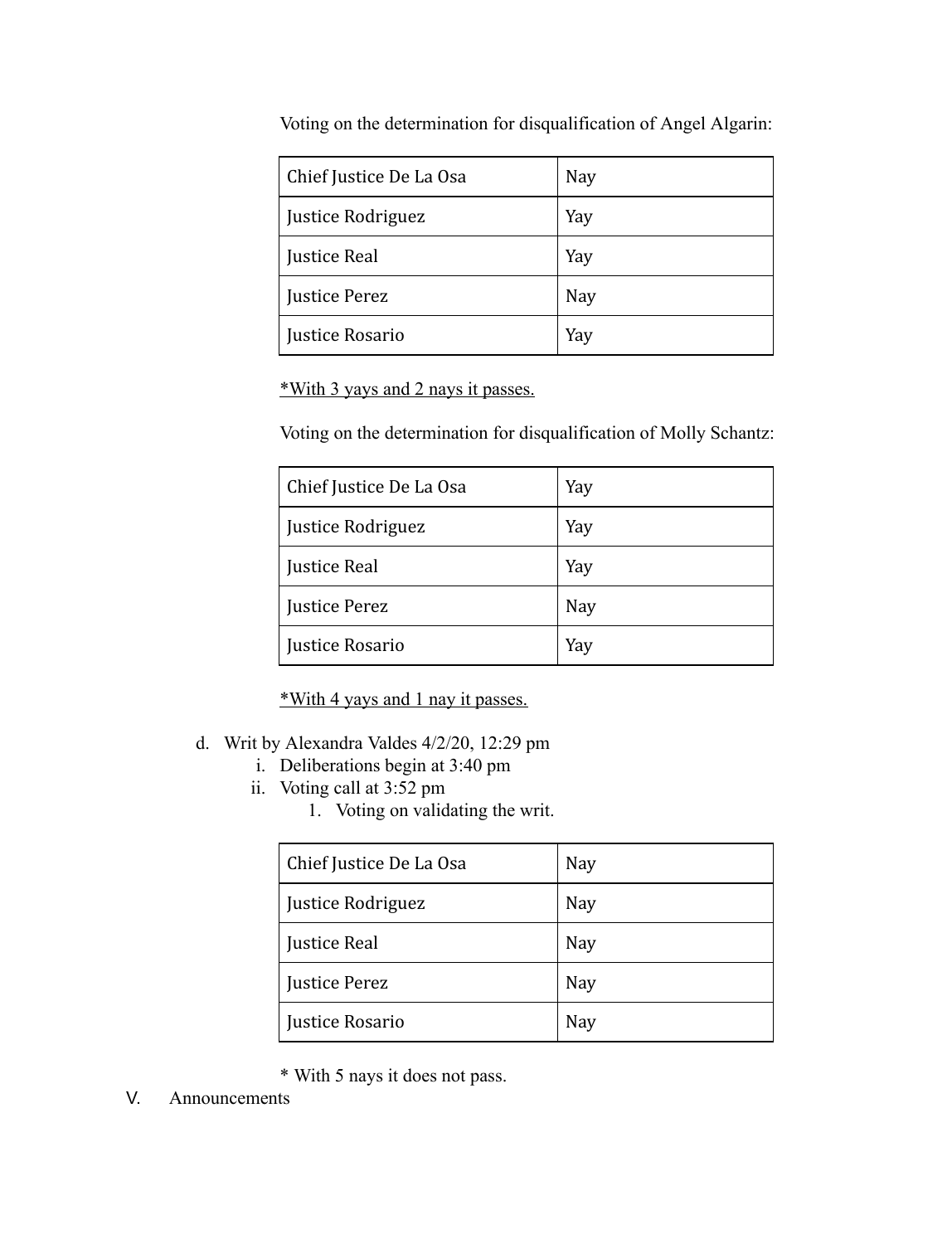Voting on the determination for disqualification of Angel Algarin:

| | |
|---|---|
| Chief Justice De La Osa | Nay |
| Justice Rodriguez | Yay |
| Justice Real | Yay |
| Justice Perez | Nay |
| Justice Rosario | Yay |

*With 3 yays and 2 nays it passes.*

Voting on the determination for disqualification of Molly Schantz:

| | |
|---|---|
| Chief Justice De La Osa | Yay |
| Justice Rodriguez | Yay |
| Justice Real | Yay |
| Justice Perez | Nay |
| Justice Rosario | Yay |

*With 4 yays and 1 nay it passes.*

d. Writ by Alexandra Valdes 4/2/20, 12:29 pm
   i. Deliberations begin at 3:40 pm
   ii. Voting call at 3:52 pm
      1. Voting on validating the writ.

| | |
|---|---|
| Chief Justice De La Osa | Nay |
| Justice Rodriguez | Nay |
| Justice Real | Nay |
| Justice Perez | Nay |
| Justice Rosario | Nay |

* With 5 nays it does not pass.

V. Announcements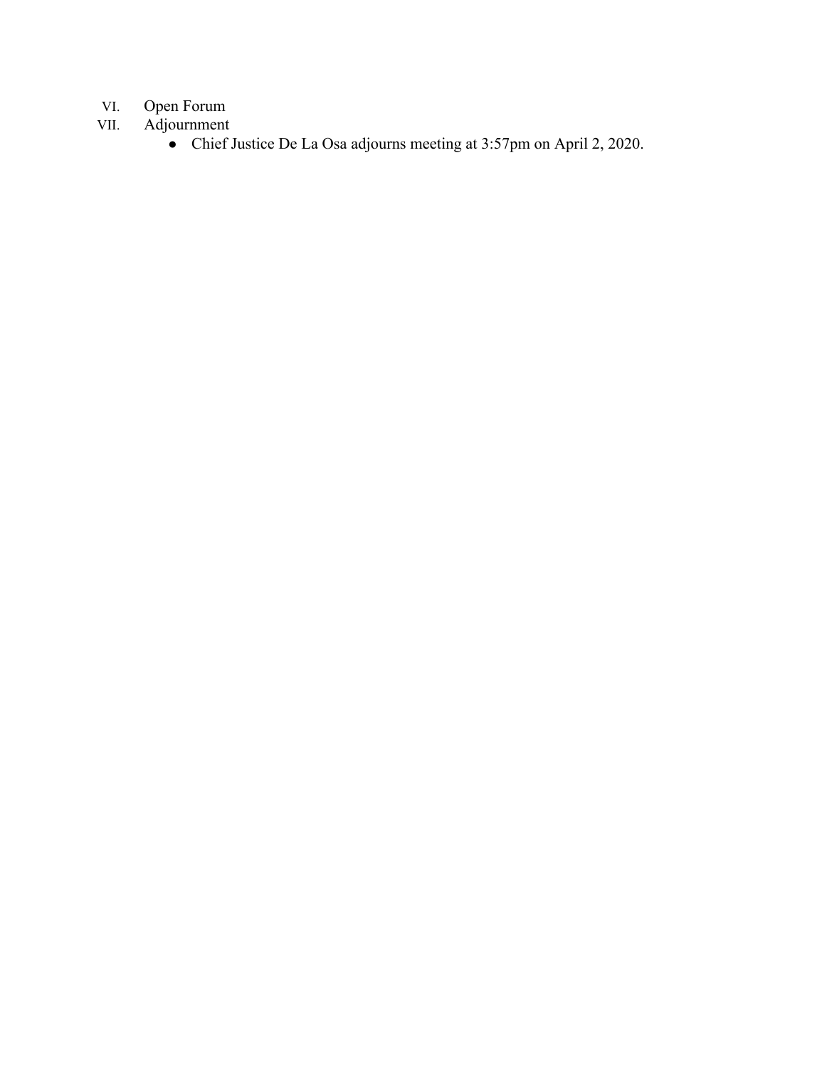VI. Open Forum

VII. Adjournment
   - Chief Justice De La Osa adjourns meeting at 3:57pm on April 2, 2020.